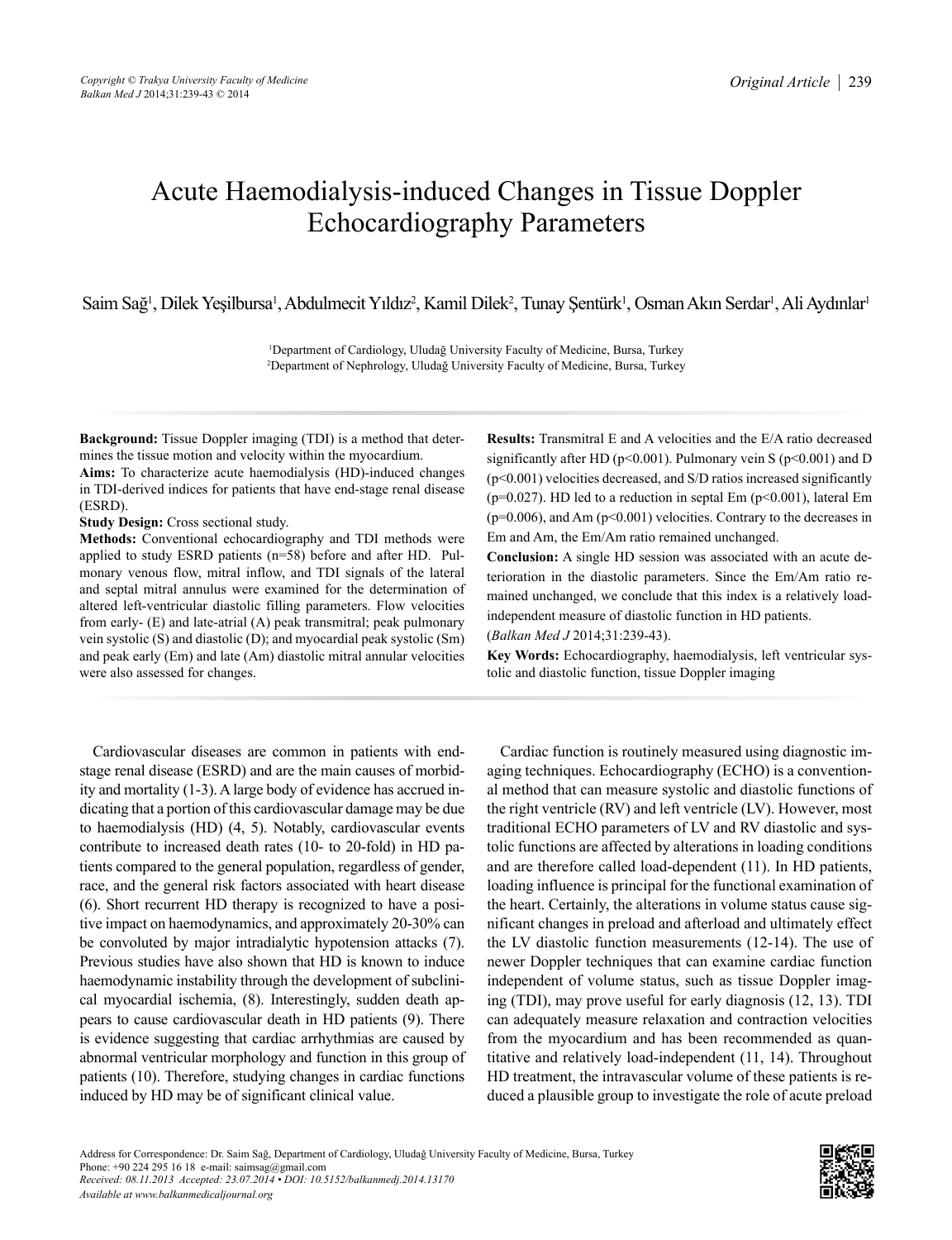# Acute Haemodialysis-induced Changes in Tissue Doppler Echocardiography Parameters

Saim Sağ[1], Dilek Yeşilbursa[1], Abdulmecit Yıldız[2], Kamil Dilek[2], Tunay Şentürk[1], Osman Akın Serdar[1], Ali Aydınlar[1]

[1]Department of Cardiology, Uludağ University Faculty of Medicine, Bursa, Turkey
[2]Department of Nephrology, Uludağ University Faculty of Medicine, Bursa, Turkey

**Background:** Tissue Doppler imaging (TDI) is a method that determines the tissue motion and velocity within the myocardium.

**Aims:** To characterize acute haemodialysis (HD)-induced changes in TDI-derived indices for patients that have end-stage renal disease (ESRD).

**Study Design:** Cross sectional study.

**Methods:** Conventional echocardiography and TDI methods were applied to study ESRD patients (n=58) before and after HD. Pulmonary venous flow, mitral inflow, and TDI signals of the lateral and septal mitral annulus were examined for the determination of altered left-ventricular diastolic filling parameters. Flow velocities from early- (E) and late-atrial (A) peak transmitral; peak pulmonary vein systolic (S) and diastolic (D); and myocardial peak systolic (Sm) and peak early (Em) and late (Am) diastolic mitral annular velocities were also assessed for changes.

**Results:** Transmitral E and A velocities and the E/A ratio decreased significantly after HD ($p<0.001$). Pulmonary vein S ($p<0.001$) and D ($p<0.001$) velocities decreased, and S/D ratios increased significantly ($p=0.027$). HD led to a reduction in septal Em ($p<0.001$), lateral Em ($p=0.006$), and Am ($p<0.001$) velocities. Contrary to the decreases in Em and Am, the Em/Am ratio remained unchanged.

**Conclusion:** A single HD session was associated with an acute deterioration in the diastolic parameters. Since the Em/Am ratio remained unchanged, we conclude that this index is a relatively load-independent measure of diastolic function in HD patients.

(*Balkan Med J* 2014;31:239-43).

**Key Words:** Echocardiography, haemodialysis, left ventricular systolic and diastolic function, tissue Doppler imaging

Cardiovascular diseases are common in patients with end-stage renal disease (ESRD) and are the main causes of morbidity and mortality (1-3). A large body of evidence has accrued indicating that a portion of this cardiovascular damage may be due to haemodialysis (HD) (4, 5). Notably, cardiovascular events contribute to increased death rates (10- to 20-fold) in HD patients compared to the general population, regardless of gender, race, and the general risk factors associated with heart disease (6). Short recurrent HD therapy is recognized to have a positive impact on haemodynamics, and approximately 20-30% can be convoluted by major intradialytic hypotension attacks (7). Previous studies have also shown that HD is known to induce haemodynamic instability through the development of subclinical myocardial ischemia, (8). Interestingly, sudden death appears to cause cardiovascular death in HD patients (9). There is evidence suggesting that cardiac arrhythmias are caused by abnormal ventricular morphology and function in this group of patients (10). Therefore, studying changes in cardiac functions induced by HD may be of significant clinical value.

Cardiac function is routinely measured using diagnostic imaging techniques. Echocardiography (ECHO) is a conventional method that can measure systolic and diastolic functions of the right ventricle (RV) and left ventricle (LV). However, most traditional ECHO parameters of LV and RV diastolic and systolic functions are affected by alterations in loading conditions and are therefore called load-dependent (11). In HD patients, loading influence is principal for the functional examination of the heart. Certainly, the alterations in volume status cause significant changes in preload and afterload and ultimately effect the LV diastolic function measurements (12-14). The use of newer Doppler techniques that can examine cardiac function independent of volume status, such as tissue Doppler imaging (TDI), may prove useful for early diagnosis (12, 13). TDI can adequately measure relaxation and contraction velocities from the myocardium and has been recommended as quantitative and relatively load-independent (11, 14). Throughout HD treatment, the intravascular volume of these patients is reduced a plausible group to investigate the role of acute preload

Address for Correspondence: Dr. Saim Sağ, Department of Cardiology, Uludağ University Faculty of Medicine, Bursa, Turkey
Phone: +90 224 295 16 18 e-mail: saimsag@gmail.com
*Received: 08.11.2013 Accepted: 23.07.2014 • DOI: 10.5152/balkanmedj.2014.13170*
*Available at www.balkanmedicaljournal.org*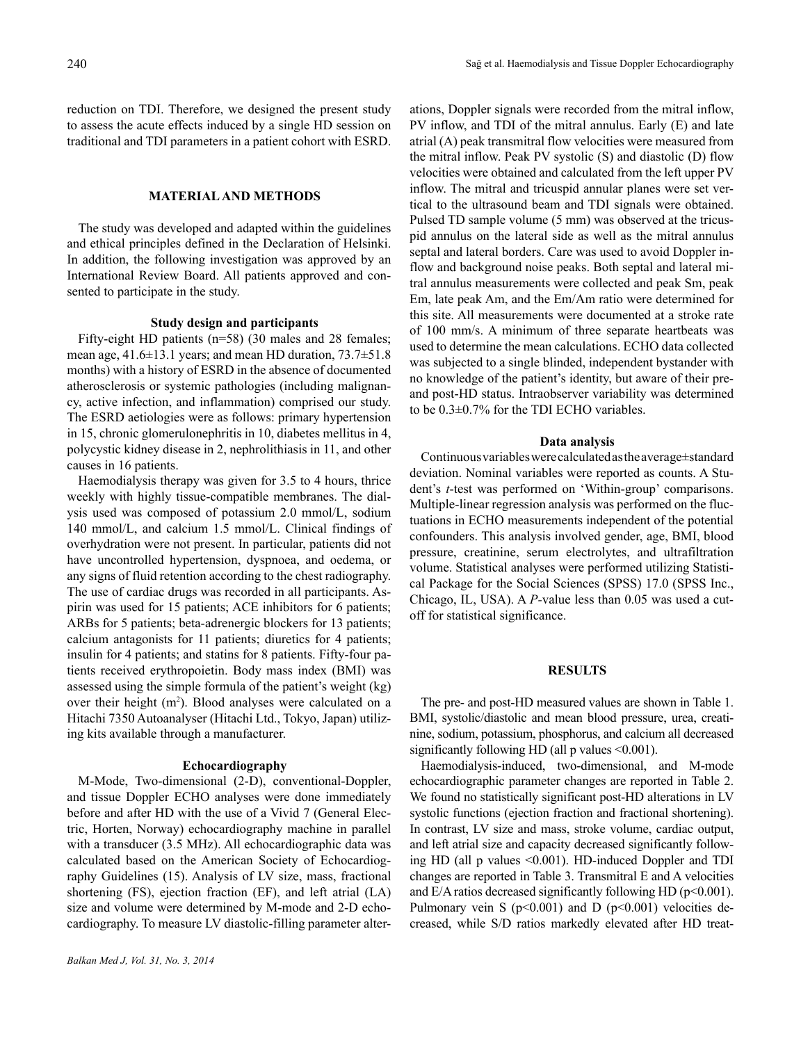reduction on TDI. Therefore, we designed the present study to assess the acute effects induced by a single HD session on traditional and TDI parameters in a patient cohort with ESRD.

## MATERIAL AND METHODS

The study was developed and adapted within the guidelines and ethical principles defined in the Declaration of Helsinki. In addition, the following investigation was approved by an International Review Board. All patients approved and consented to participate in the study.

### Study design and participants

Fifty-eight HD patients (n=58) (30 males and 28 females; mean age, 41.6±13.1 years; and mean HD duration, 73.7±51.8 months) with a history of ESRD in the absence of documented atherosclerosis or systemic pathologies (including malignancy, active infection, and inflammation) comprised our study. The ESRD aetiologies were as follows: primary hypertension in 15, chronic glomerulonephritis in 10, diabetes mellitus in 4, polycystic kidney disease in 2, nephrolithiasis in 11, and other causes in 16 patients.

Haemodialysis therapy was given for 3.5 to 4 hours, thrice weekly with highly tissue-compatible membranes. The dialysis used was composed of potassium 2.0 mmol/L, sodium 140 mmol/L, and calcium 1.5 mmol/L. Clinical findings of overhydration were not present. In particular, patients did not have uncontrolled hypertension, dyspnoea, and oedema, or any signs of fluid retention according to the chest radiography. The use of cardiac drugs was recorded in all participants. Aspirin was used for 15 patients; ACE inhibitors for 6 patients; ARBs for 5 patients; beta-adrenergic blockers for 13 patients; calcium antagonists for 11 patients; diuretics for 4 patients; insulin for 4 patients; and statins for 8 patients. Fifty-four patients received erythropoietin. Body mass index (BMI) was assessed using the simple formula of the patient's weight (kg) over their height ($m^2$). Blood analyses were calculated on a Hitachi 7350 Autoanalyser (Hitachi Ltd., Tokyo, Japan) utilizing kits available through a manufacturer.

### Echocardiography

M-Mode, Two-dimensional (2-D), conventional-Doppler, and tissue Doppler ECHO analyses were done immediately before and after HD with the use of a Vivid 7 (General Electric, Horten, Norway) echocardiography machine in parallel with a transducer (3.5 MHz). All echocardiographic data was calculated based on the American Society of Echocardiography Guidelines (15). Analysis of LV size, mass, fractional shortening (FS), ejection fraction (EF), and left atrial (LA) size and volume were determined by M-mode and 2-D echocardiography. To measure LV diastolic-filling parameter alterations, Doppler signals were recorded from the mitral inflow, PV inflow, and TDI of the mitral annulus. Early (E) and late atrial (A) peak transmitral flow velocities were measured from the mitral inflow. Peak PV systolic (S) and diastolic (D) flow velocities were obtained and calculated from the left upper PV inflow. The mitral and tricuspid annular planes were set vertical to the ultrasound beam and TDI signals were obtained. Pulsed TD sample volume (5 mm) was observed at the tricuspid annulus on the lateral side as well as the mitral annulus septal and lateral borders. Care was used to avoid Doppler inflow and background noise peaks. Both septal and lateral mitral annulus measurements were collected and peak Sm, peak Em, late peak Am, and the Em/Am ratio were determined for this site. All measurements were documented at a stroke rate of 100 mm/s. A minimum of three separate heartbeats was used to determine the mean calculations. ECHO data collected was subjected to a single blinded, independent bystander with no knowledge of the patient's identity, but aware of their pre- and post-HD status. Intraobserver variability was determined to be 0.3±0.7% for the TDI ECHO variables.

### Data analysis

Continuous variables were calculated as the average±standard deviation. Nominal variables were reported as counts. A Student's *t*-test was performed on 'Within-group' comparisons. Multiple-linear regression analysis was performed on the fluctuations in ECHO measurements independent of the potential confounders. This analysis involved gender, age, BMI, blood pressure, creatinine, serum electrolytes, and ultrafiltration volume. Statistical analyses were performed utilizing Statistical Package for the Social Sciences (SPSS) 17.0 (SPSS Inc., Chicago, IL, USA). A *P*-value less than 0.05 was used a cutoff for statistical significance.

## RESULTS

The pre- and post-HD measured values are shown in Table 1. BMI, systolic/diastolic and mean blood pressure, urea, creatinine, sodium, potassium, phosphorus, and calcium all decreased significantly following HD (all p values <0.001).

Haemodialysis-induced, two-dimensional, and M-mode echocardiographic parameter changes are reported in Table 2. We found no statistically significant post-HD alterations in LV systolic functions (ejection fraction and fractional shortening). In contrast, LV size and mass, stroke volume, cardiac output, and left atrial size and capacity decreased significantly following HD (all p values <0.001). HD-induced Doppler and TDI changes are reported in Table 3. Transmitral E and A velocities and E/A ratios decreased significantly following HD (p<0.001). Pulmonary vein S (p<0.001) and D (p<0.001) velocities decreased, while S/D ratios markedly elevated after HD treat-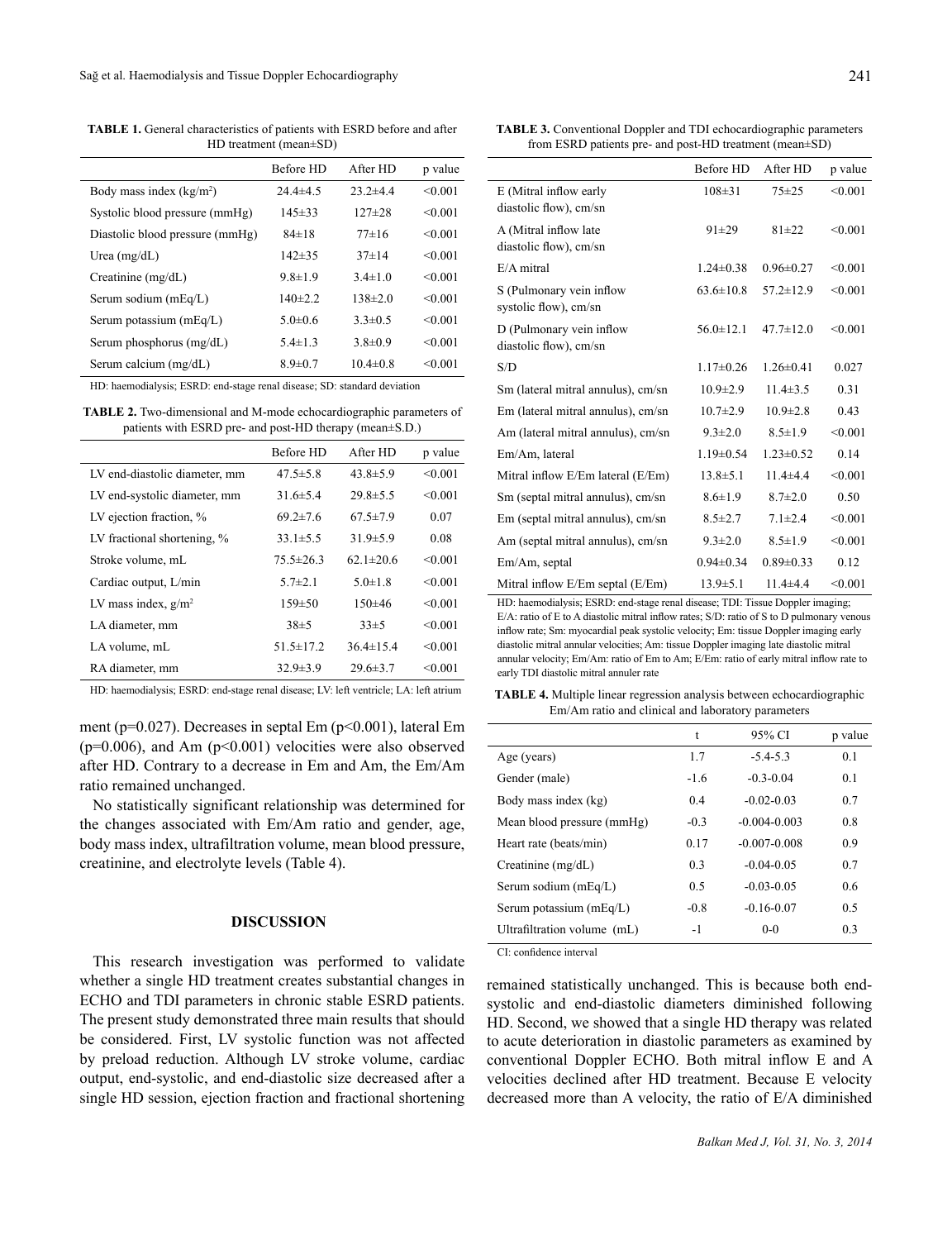**TABLE 1.** General characteristics of patients with ESRD before and after HD treatment (mean±SD)

| | Before HD | After HD | p value |
|---|---|---|---|
| Body mass index (kg/m$^2$) | 24.4±4.5 | 23.2±4.4 | <0.001 |
| Systolic blood pressure (mmHg) | 145±33 | 127±28 | <0.001 |
| Diastolic blood pressure (mmHg) | 84±18 | 77±16 | <0.001 |
| Urea (mg/dL) | 142±35 | 37±14 | <0.001 |
| Creatinine (mg/dL) | 9.8±1.9 | 3.4±1.0 | <0.001 |
| Serum sodium (mEq/L) | 140±2.2 | 138±2.0 | <0.001 |
| Serum potassium (mEq/L) | 5.0±0.6 | 3.3±0.5 | <0.001 |
| Serum phosphorus (mg/dL) | 5.4±1.3 | 3.8±0.9 | <0.001 |
| Serum calcium (mg/dL) | 8.9±0.7 | 10.4±0.8 | <0.001 |

HD: haemodialysis; ESRD: end-stage renal disease; SD: standard deviation

**TABLE 2.** Two-dimensional and M-mode echocardiographic parameters of patients with ESRD pre- and post-HD therapy (mean±S.D.)

| | Before HD | After HD | p value |
|---|---|---|---|
| LV end-diastolic diameter, mm | 47.5±5.8 | 43.8±5.9 | <0.001 |
| LV end-systolic diameter, mm | 31.6±5.4 | 29.8±5.5 | <0.001 |
| LV ejection fraction, % | 69.2±7.6 | 67.5±7.9 | 0.07 |
| LV fractional shortening, % | 33.1±5.5 | 31.9±5.9 | 0.08 |
| Stroke volume, mL | 75.5±26.3 | 62.1±20.6 | <0.001 |
| Cardiac output, L/min | 5.7±2.1 | 5.0±1.8 | <0.001 |
| LV mass index, g/m$^2$ | 159±50 | 150±46 | <0.001 |
| LA diameter, mm | 38±5 | 33±5 | <0.001 |
| LA volume, mL | 51.5±17.2 | 36.4±15.4 | <0.001 |
| RA diameter, mm | 32.9±3.9 | 29.6±3.7 | <0.001 |

HD: haemodialysis; ESRD: end-stage renal disease; LV: left ventricle; LA: left atrium

ment (p=0.027). Decreases in septal Em (p<0.001), lateral Em (p=0.006), and Am (p<0.001) velocities were also observed after HD. Contrary to a decrease in Em and Am, the Em/Am ratio remained unchanged.

No statistically significant relationship was determined for the changes associated with Em/Am ratio and gender, age, body mass index, ultrafiltration volume, mean blood pressure, creatinine, and electrolyte levels (Table 4).

## DISCUSSION

This research investigation was performed to validate whether a single HD treatment creates substantial changes in ECHO and TDI parameters in chronic stable ESRD patients. The present study demonstrated three main results that should be considered. First, LV systolic function was not affected by preload reduction. Although LV stroke volume, cardiac output, end-systolic, and end-diastolic size decreased after a single HD session, ejection fraction and fractional shortening remained statistically unchanged. This is because both end-systolic and end-diastolic diameters diminished following HD. Second, we showed that a single HD therapy was related to acute deterioration in diastolic parameters as examined by conventional Doppler ECHO. Both mitral inflow E and A velocities declined after HD treatment. Because E velocity decreased more than A velocity, the ratio of E/A diminished

**TABLE 3.** Conventional Doppler and TDI echocardiographic parameters from ESRD patients pre- and post-HD treatment (mean±SD)

| | Before HD | After HD | p value |
|---|---|---|---|
| E (Mitral inflow early diastolic flow), cm/sn | 108±31 | 75±25 | <0.001 |
| A (Mitral inflow late diastolic flow), cm/sn | 91±29 | 81±22 | <0.001 |
| E/A mitral | 1.24±0.38 | 0.96±0.27 | <0.001 |
| S (Pulmonary vein inflow systolic flow), cm/sn | 63.6±10.8 | 57.2±12.9 | <0.001 |
| D (Pulmonary vein inflow diastolic flow), cm/sn | 56.0±12.1 | 47.7±12.0 | <0.001 |
| S/D | 1.17±0.26 | 1.26±0.41 | 0.027 |
| Sm (lateral mitral annulus), cm/sn | 10.9±2.9 | 11.4±3.5 | 0.31 |
| Em (lateral mitral annulus), cm/sn | 10.7±2.9 | 10.9±2.8 | 0.43 |
| Am (lateral mitral annulus), cm/sn | 9.3±2.0 | 8.5±1.9 | <0.001 |
| Em/Am, lateral | 1.19±0.54 | 1.23±0.52 | 0.14 |
| Mitral inflow E/Em lateral (E/Em) | 13.8±5.1 | 11.4±4.4 | <0.001 |
| Sm (septal mitral annulus), cm/sn | 8.6±1.9 | 8.7±2.0 | 0.50 |
| Em (septal mitral annulus), cm/sn | 8.5±2.7 | 7.1±2.4 | <0.001 |
| Am (septal mitral annulus), cm/sn | 9.3±2.0 | 8.5±1.9 | <0.001 |
| Em/Am, septal | 0.94±0.34 | 0.89±0.33 | 0.12 |
| Mitral inflow E/Em septal (E/Em) | 13.9±5.1 | 11.4±4.4 | <0.001 |

HD: haemodialysis; ESRD: end-stage renal disease; TDI: Tissue Doppler imaging; E/A: ratio of E to A diastolic mitral inflow rates; S/D: ratio of S to D pulmonary venous inflow rate; Sm: myocardial peak systolic velocity; Em: tissue Doppler imaging early diastolic mitral annular velocities; Am: tissue Doppler imaging late diastolic mitral annular velocity; Em/Am: ratio of Em to Am; E/Em: ratio of early mitral inflow rate to early TDI diastolic mitral annuler rate

**TABLE 4.** Multiple linear regression analysis between echocardiographic Em/Am ratio and clinical and laboratory parameters

| | t | 95% CI | p value |
|---|---|---|---|
| Age (years) | 1.7 | -5.4-5.3 | 0.1 |
| Gender (male) | -1.6 | -0.3-0.04 | 0.1 |
| Body mass index (kg) | 0.4 | -0.02-0.03 | 0.7 |
| Mean blood pressure (mmHg) | -0.3 | -0.004-0.003 | 0.8 |
| Heart rate (beats/min) | 0.17 | -0.007-0.008 | 0.9 |
| Creatinine (mg/dL) | 0.3 | -0.04-0.05 | 0.7 |
| Serum sodium (mEq/L) | 0.5 | -0.03-0.05 | 0.6 |
| Serum potassium (mEq/L) | -0.8 | -0.16-0.07 | 0.5 |
| Ultrafiltration volume (mL) | -1 | 0-0 | 0.3 |

CI: confidence interval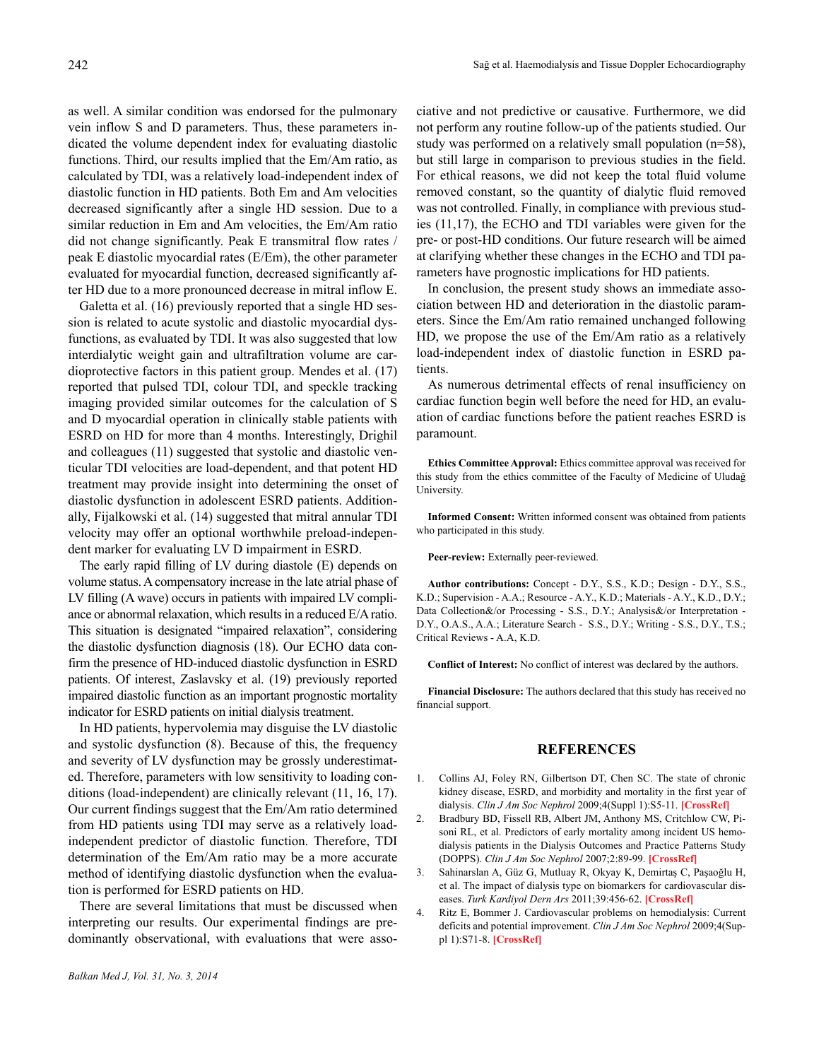as well. A similar condition was endorsed for the pulmonary vein inflow S and D parameters. Thus, these parameters indicated the volume dependent index for evaluating diastolic functions. Third, our results implied that the Em/Am ratio, as calculated by TDI, was a relatively load-independent index of diastolic function in HD patients. Both Em and Am velocities decreased significantly after a single HD session. Due to a similar reduction in Em and Am velocities, the Em/Am ratio did not change significantly. Peak E transmitral flow rates / peak E diastolic myocardial rates (E/Em), the other parameter evaluated for myocardial function, decreased significantly after HD due to a more pronounced decrease in mitral inflow E.

Galetta et al. (16) previously reported that a single HD session is related to acute systolic and diastolic myocardial dysfunctions, as evaluated by TDI. It was also suggested that low interdialytic weight gain and ultrafiltration volume are cardioprotective factors in this patient group. Mendes et al. (17) reported that pulsed TDI, colour TDI, and speckle tracking imaging provided similar outcomes for the calculation of S and D myocardial operation in clinically stable patients with ESRD on HD for more than 4 months. Interestingly, Drighil and colleagues (11) suggested that systolic and diastolic venticular TDI velocities are load-dependent, and that potent HD treatment may provide insight into determining the onset of diastolic dysfunction in adolescent ESRD patients. Additionally, Fijalkowski et al. (14) suggested that mitral annular TDI velocity may offer an optional worthwhile preload-independent marker for evaluating LV D impairment in ESRD.

The early rapid filling of LV during diastole (E) depends on volume status. A compensatory increase in the late atrial phase of LV filling (A wave) occurs in patients with impaired LV compliance or abnormal relaxation, which results in a reduced E/A ratio. This situation is designated "impaired relaxation", considering the diastolic dysfunction diagnosis (18). Our ECHO data confirm the presence of HD-induced diastolic dysfunction in ESRD patients. Of interest, Zaslavsky et al. (19) previously reported impaired diastolic function as an important prognostic mortality indicator for ESRD patients on initial dialysis treatment.

In HD patients, hypervolemia may disguise the LV diastolic and systolic dysfunction (8). Because of this, the frequency and severity of LV dysfunction may be grossly underestimated. Therefore, parameters with low sensitivity to loading conditions (load-independent) are clinically relevant (11, 16, 17). Our current findings suggest that the Em/Am ratio determined from HD patients using TDI may serve as a relatively load-independent predictor of diastolic function. Therefore, TDI determination of the Em/Am ratio may be a more accurate method of identifying diastolic dysfunction when the evaluation is performed for ESRD patients on HD.

There are several limitations that must be discussed when interpreting our results. Our experimental findings are predominantly observational, with evaluations that were associative and not predictive or causative. Furthermore, we did not perform any routine follow-up of the patients studied. Our study was performed on a relatively small population (n=58), but still large in comparison to previous studies in the field. For ethical reasons, we did not keep the total fluid volume removed constant, so the quantity of dialytic fluid removed was not controlled. Finally, in compliance with previous studies (11,17), the ECHO and TDI variables were given for the pre- or post-HD conditions. Our future research will be aimed at clarifying whether these changes in the ECHO and TDI parameters have prognostic implications for HD patients.

In conclusion, the present study shows an immediate association between HD and deterioration in the diastolic parameters. Since the Em/Am ratio remained unchanged following HD, we propose the use of the Em/Am ratio as a relatively load-independent index of diastolic function in ESRD patients.

As numerous detrimental effects of renal insufficiency on cardiac function begin well before the need for HD, an evaluation of cardiac functions before the patient reaches ESRD is paramount.

**Ethics Committee Approval:** Ethics committee approval was received for this study from the ethics committee of the Faculty of Medicine of Uludağ University.

**Informed Consent:** Written informed consent was obtained from patients who participated in this study.

**Peer-review:** Externally peer-reviewed.

**Author contributions:** Concept - D.Y., S.S., K.D.; Design - D.Y., S.S., K.D.; Supervision - A.A.; Resource - A.Y., K.D.; Materials - A.Y., K.D., D.Y.; Data Collection&/or Processing - S.S., D.Y.; Analysis&/or Interpretation - D.Y., O.A.S., A.A.; Literature Search - S.S., D.Y.; Writing - S.S., D.Y., T.S.; Critical Reviews - A.A, K.D.

**Conflict of Interest:** No conflict of interest was declared by the authors.

**Financial Disclosure:** The authors declared that this study has received no financial support.

## REFERENCES

1. Collins AJ, Foley RN, Gilbertson DT, Chen SC. The state of chronic kidney disease, ESRD, and morbidity and mortality in the first year of dialysis. *Clin J Am Soc Nephrol* 2009;4(Suppl 1):S5-11. **[CrossRef]**
2. Bradbury BD, Fissell RB, Albert JM, Anthony MS, Critchlow CW, Pisoni RL, et al. Predictors of early mortality among incident US hemodialysis patients in the Dialysis Outcomes and Practice Patterns Study (DOPPS). *Clin J Am Soc Nephrol* 2007;2:89-99. **[CrossRef]**
3. Sahinarslan A, Güz G, Mutluay R, Okyay K, Demirtaş C, Paşaoğlu H, et al. The impact of dialysis type on biomarkers for cardiovascular diseases. *Turk Kardiyol Dern Ars* 2011;39:456-62. **[CrossRef]**
4. Ritz E, Bommer J. Cardiovascular problems on hemodialysis: Current deficits and potential improvement. *Clin J Am Soc Nephrol* 2009;4(Suppl 1):S71-8. **[CrossRef]**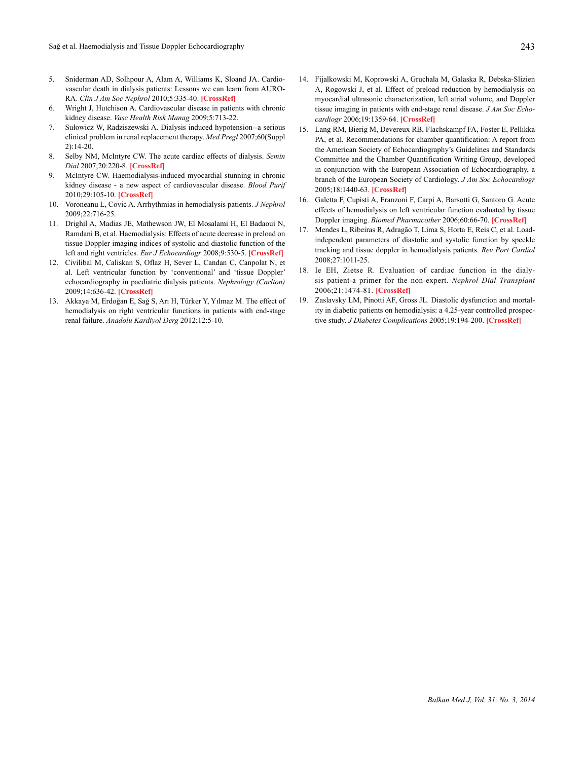5. Sniderman AD, Solhpour A, Alam A, Williams K, Sloand JA. Cardiovascular death in dialysis patients: Lessons we can learn from AURORA. *Clin J Am Soc Nephrol* 2010;5:335-40. **[CrossRef]**
6. Wright J, Hutchison A. Cardiovascular disease in patients with chronic kidney disease. *Vasc Health Risk Manag* 2009;5:713-22.
7. Sułowicz W, Radziszewski A. Dialysis induced hypotension--a serious clinical problem in renal replacement therapy. *Med Pregl* 2007;60(Suppl 2):14-20.
8. Selby NM, McIntyre CW. The acute cardiac effects of dialysis. *Semin Dial* 2007;20:220-8. **[CrossRef]**
9. McIntyre CW. Haemodialysis-induced myocardial stunning in chronic kidney disease - a new aspect of cardiovascular disease. *Blood Purif* 2010;29:105-10. **[CrossRef]**
10. Voroneanu L, Covic A. Arrhythmias in hemodialysis patients. *J Nephrol* 2009;22:716-25.
11. Drighil A, Madias JE, Mathewson JW, El Mosalami H, El Badaoui N, Ramdani B, et al. Haemodialysis: Effects of acute decrease in preload on tissue Doppler imaging indices of systolic and diastolic function of the left and right ventricles. *Eur J Echocardiogr* 2008;9:530-5. **[CrossRef]**
12. Civilibal M, Caliskan S, Oflaz H, Sever L, Candan C, Canpolat N, et al. Left ventricular function by 'conventional' and 'tissue Doppler' echocardiography in paediatric dialysis patients. *Nephrology (Carlton)* 2009;14:636-42. **[CrossRef]**
13. Akkaya M, Erdoğan E, Sağ S, Arı H, Türker Y, Yılmaz M. The effect of hemodialysis on right ventricular functions in patients with end-stage renal failure. *Anadolu Kardiyol Derg* 2012;12:5-10.
14. Fijalkowski M, Koprowski A, Gruchala M, Galaska R, Debska-Slizien A, Rogowski J, et al. Effect of preload reduction by hemodialysis on myocardial ultrasonic characterization, left atrial volume, and Doppler tissue imaging in patients with end-stage renal disease. *J Am Soc Echocardiogr* 2006;19:1359-64. **[CrossRef]**
15. Lang RM, Bierig M, Devereux RB, Flachskampf FA, Foster E, Pellikka PA, et al. Recommendations for chamber quantification: A report from the American Society of Echocardiography's Guidelines and Standards Committee and the Chamber Quantification Writing Group, developed in conjunction with the European Association of Echocardiography, a branch of the European Society of Cardiology. *J Am Soc Echocardiogr* 2005;18:1440-63. **[CrossRef]**
16. Galetta F, Cupisti A, Franzoni F, Carpi A, Barsotti G, Santoro G. Acute effects of hemodialysis on left ventricular function evaluated by tissue Doppler imaging. *Biomed Pharmacother* 2006;60:66-70. **[CrossRef]**
17. Mendes L, Ribeiras R, Adragão T, Lima S, Horta E, Reis C, et al. Load-independent parameters of diastolic and systolic function by speckle tracking and tissue doppler in hemodialysis patients. *Rev Port Cardiol* 2008;27:1011-25.
18. Ie EH, Zietse R. Evaluation of cardiac function in the dialysis patient-a primer for the non-expert. *Nephrol Dial Transplant* 2006;21:1474-81. **[CrossRef]**
19. Zaslavsky LM, Pinotti AF, Gross JL. Diastolic dysfunction and mortality in diabetic patients on hemodialysis: a 4.25-year controlled prospective study. *J Diabetes Complications* 2005;19:194-200. **[CrossRef]**